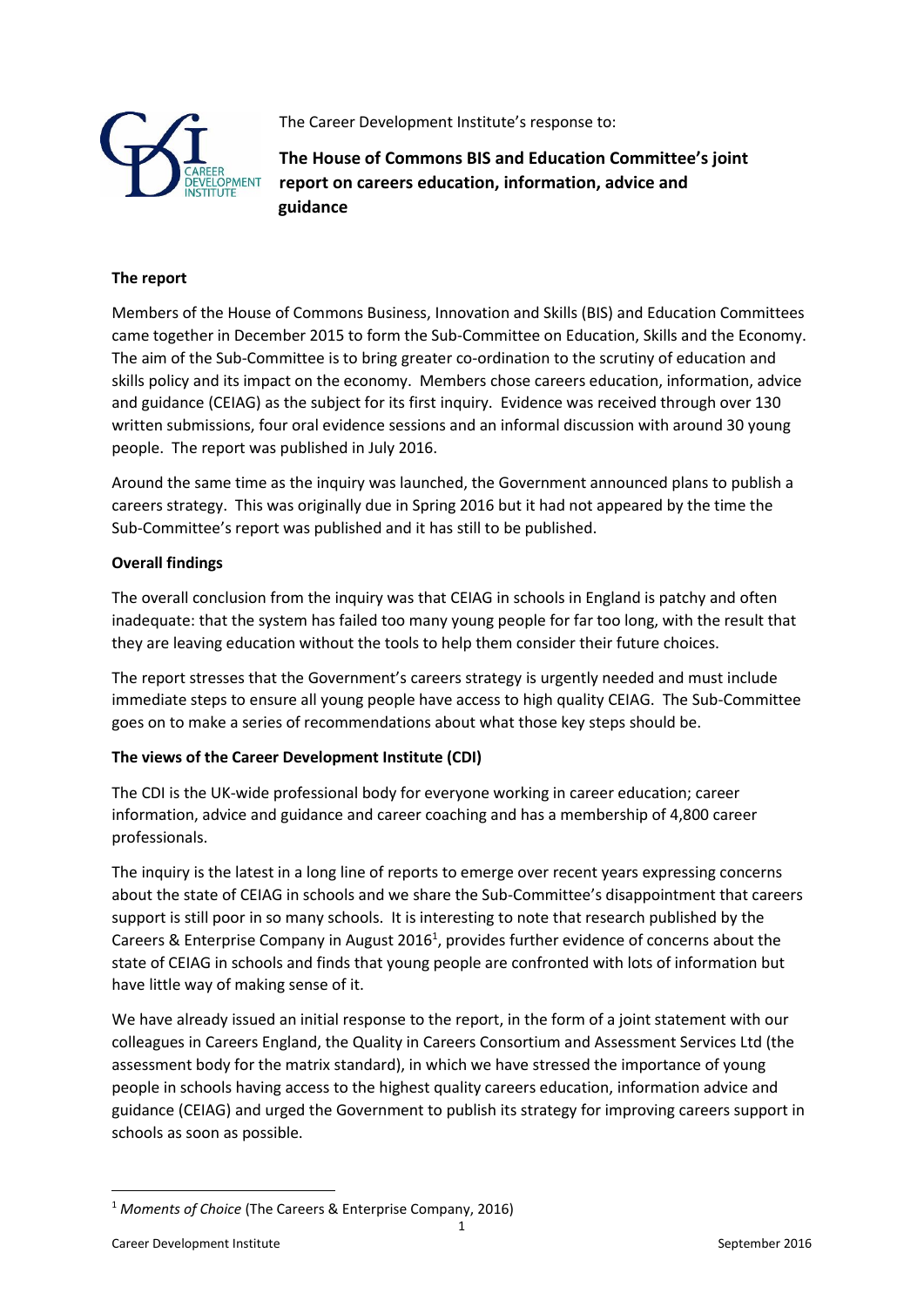The Career Development Institute's response to:

# The House of Commons BIS and Education Committee's joint report on careers education, information, advice and guidance

**The report**

Members of the House of Commons Business, Innovation and Skills (BIS) and Education Committees came together in December 2015 to form the Sub-Committee on Education, Skills and the Economy. The aim of the Sub-Committee is to bring greater co-ordination to the scrutiny of education and skills policy and its impact on the economy. Members chose careers education, information, advice and guidance (CEIAG) as the subject for its first inquiry. Evidence was received through over 130 written submissions, four oral evidence sessions and an informal discussion with around 30 young people. The report was published in July 2016.

Around the same time as the inquiry was launched, the Government announced plans to publish a careers strategy. This was originally due in Spring 2016 but it had not appeared by the time the Sub-Committee's report was published and it has still to be published.

**Overall findings**

The overall conclusion from the inquiry was that CEIAG in schools in England is patchy and often inadequate: that the system has failed too many young people for far too long, with the result that they are leaving education without the tools to help them consider their future choices.

The report stresses that the Government's careers strategy is urgently needed and must include immediate steps to ensure all young people have access to high quality CEIAG. The Sub-Committee goes on to make a series of recommendations about what those key steps should be.

**The views of the Career Development Institute (CDI)**

The CDI is the UK-wide professional body for everyone working in career education; career information, advice and guidance and career coaching and has a membership of 4,800 career professionals.

The inquiry is the latest in a long line of reports to emerge over recent years expressing concerns about the state of CEIAG in schools and we share the Sub-Committee's disappointment that careers support is still poor in so many schools. It is interesting to note that research published by the Careers & Enterprise Company in August 2016[1], provides further evidence of concerns about the state of CEIAG in schools and finds that young people are confronted with lots of information but have little way of making sense of it.

We have already issued an initial response to the report, in the form of a joint statement with our colleagues in Careers England, the Quality in Careers Consortium and Assessment Services Ltd (the assessment body for the matrix standard), in which we have stressed the importance of young people in schools having access to the highest quality careers education, information advice and guidance (CEIAG) and urged the Government to publish its strategy for improving careers support in schools as soon as possible.

---

[1] *Moments of Choice* (The Careers & Enterprise Company, 2016)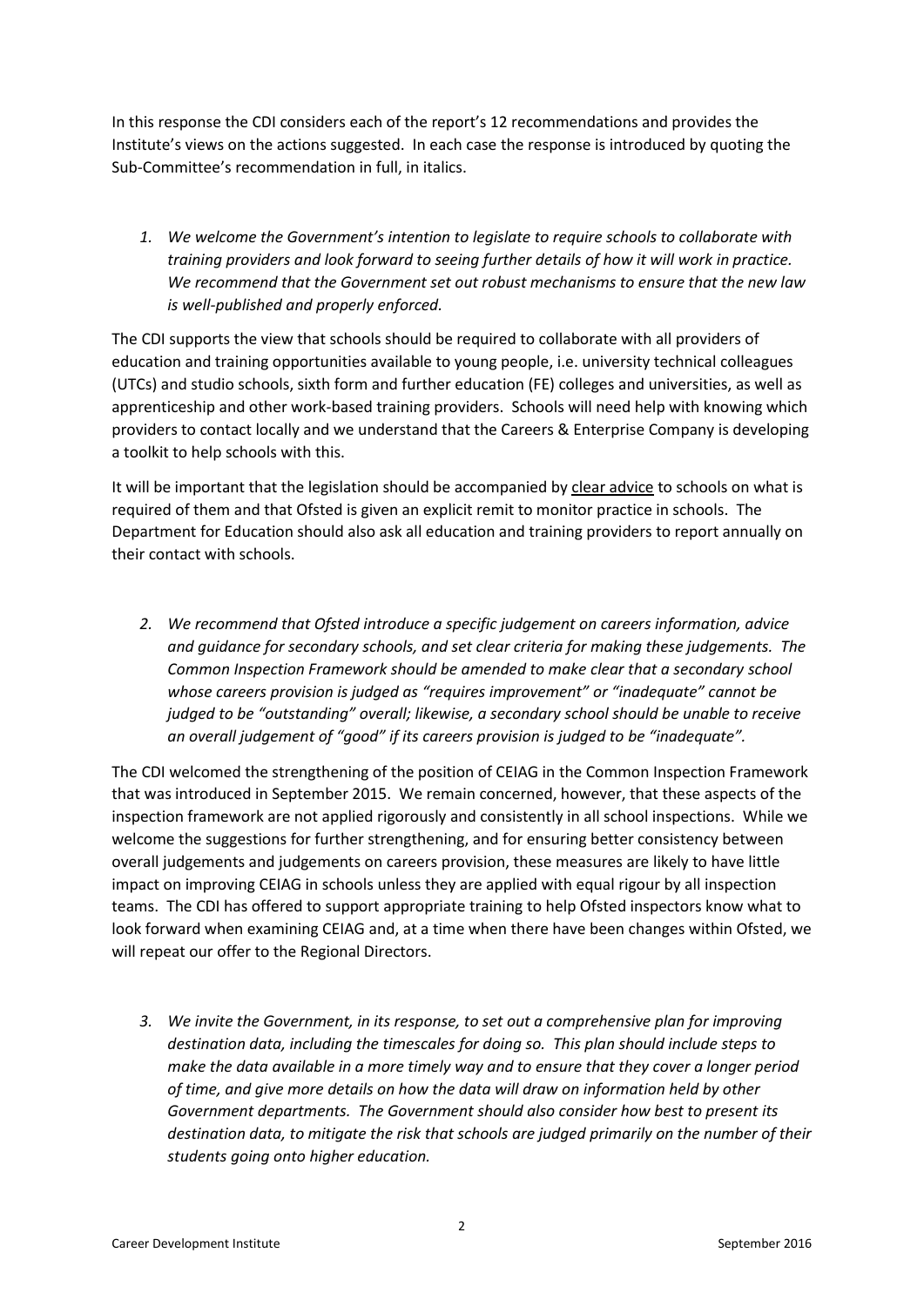In this response the CDI considers each of the report's 12 recommendations and provides the Institute's views on the actions suggested. In each case the response is introduced by quoting the Sub-Committee's recommendation in full, in italics.

1. *We welcome the Government's intention to legislate to require schools to collaborate with training providers and look forward to seeing further details of how it will work in practice. We recommend that the Government set out robust mechanisms to ensure that the new law is well-published and properly enforced.*

The CDI supports the view that schools should be required to collaborate with all providers of education and training opportunities available to young people, i.e. university technical colleagues (UTCs) and studio schools, sixth form and further education (FE) colleges and universities, as well as apprenticeship and other work-based training providers. Schools will need help with knowing which providers to contact locally and we understand that the Careers & Enterprise Company is developing a toolkit to help schools with this.

It will be important that the legislation should be accompanied by clear advice to schools on what is required of them and that Ofsted is given an explicit remit to monitor practice in schools. The Department for Education should also ask all education and training providers to report annually on their contact with schools.

2. *We recommend that Ofsted introduce a specific judgement on careers information, advice and guidance for secondary schools, and set clear criteria for making these judgements. The Common Inspection Framework should be amended to make clear that a secondary school whose careers provision is judged as "requires improvement" or "inadequate" cannot be judged to be "outstanding" overall; likewise, a secondary school should be unable to receive an overall judgement of "good" if its careers provision is judged to be "inadequate".*

The CDI welcomed the strengthening of the position of CEIAG in the Common Inspection Framework that was introduced in September 2015. We remain concerned, however, that these aspects of the inspection framework are not applied rigorously and consistently in all school inspections. While we welcome the suggestions for further strengthening, and for ensuring better consistency between overall judgements and judgements on careers provision, these measures are likely to have little impact on improving CEIAG in schools unless they are applied with equal rigour by all inspection teams. The CDI has offered to support appropriate training to help Ofsted inspectors know what to look forward when examining CEIAG and, at a time when there have been changes within Ofsted, we will repeat our offer to the Regional Directors.

3. *We invite the Government, in its response, to set out a comprehensive plan for improving destination data, including the timescales for doing so. This plan should include steps to make the data available in a more timely way and to ensure that they cover a longer period of time, and give more details on how the data will draw on information held by other Government departments. The Government should also consider how best to present its destination data, to mitigate the risk that schools are judged primarily on the number of their students going onto higher education.*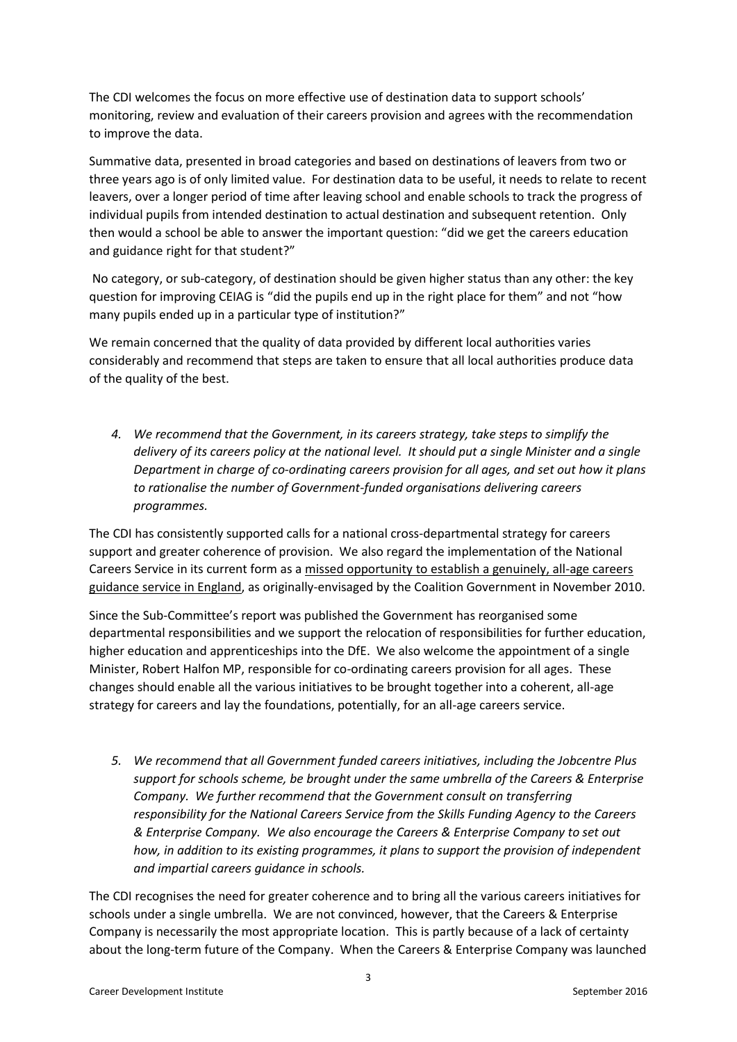The CDI welcomes the focus on more effective use of destination data to support schools' monitoring, review and evaluation of their careers provision and agrees with the recommendation to improve the data.

Summative data, presented in broad categories and based on destinations of leavers from two or three years ago is of only limited value. For destination data to be useful, it needs to relate to recent leavers, over a longer period of time after leaving school and enable schools to track the progress of individual pupils from intended destination to actual destination and subsequent retention. Only then would a school be able to answer the important question: "did we get the careers education and guidance right for that student?"

No category, or sub-category, of destination should be given higher status than any other: the key question for improving CEIAG is "did the pupils end up in the right place for them" and not "how many pupils ended up in a particular type of institution?"

We remain concerned that the quality of data provided by different local authorities varies considerably and recommend that steps are taken to ensure that all local authorities produce data of the quality of the best.

4. *We recommend that the Government, in its careers strategy, take steps to simplify the delivery of its careers policy at the national level. It should put a single Minister and a single Department in charge of co-ordinating careers provision for all ages, and set out how it plans to rationalise the number of Government-funded organisations delivering careers programmes.*

The CDI has consistently supported calls for a national cross-departmental strategy for careers support and greater coherence of provision. We also regard the implementation of the National Careers Service in its current form as a missed opportunity to establish a genuinely, all-age careers guidance service in England, as originally-envisaged by the Coalition Government in November 2010.

Since the Sub-Committee's report was published the Government has reorganised some departmental responsibilities and we support the relocation of responsibilities for further education, higher education and apprenticeships into the DfE. We also welcome the appointment of a single Minister, Robert Halfon MP, responsible for co-ordinating careers provision for all ages. These changes should enable all the various initiatives to be brought together into a coherent, all-age strategy for careers and lay the foundations, potentially, for an all-age careers service.

5. *We recommend that all Government funded careers initiatives, including the Jobcentre Plus support for schools scheme, be brought under the same umbrella of the Careers & Enterprise Company. We further recommend that the Government consult on transferring responsibility for the National Careers Service from the Skills Funding Agency to the Careers & Enterprise Company. We also encourage the Careers & Enterprise Company to set out how, in addition to its existing programmes, it plans to support the provision of independent and impartial careers guidance in schools.*

The CDI recognises the need for greater coherence and to bring all the various careers initiatives for schools under a single umbrella. We are not convinced, however, that the Careers & Enterprise Company is necessarily the most appropriate location. This is partly because of a lack of certainty about the long-term future of the Company. When the Careers & Enterprise Company was launched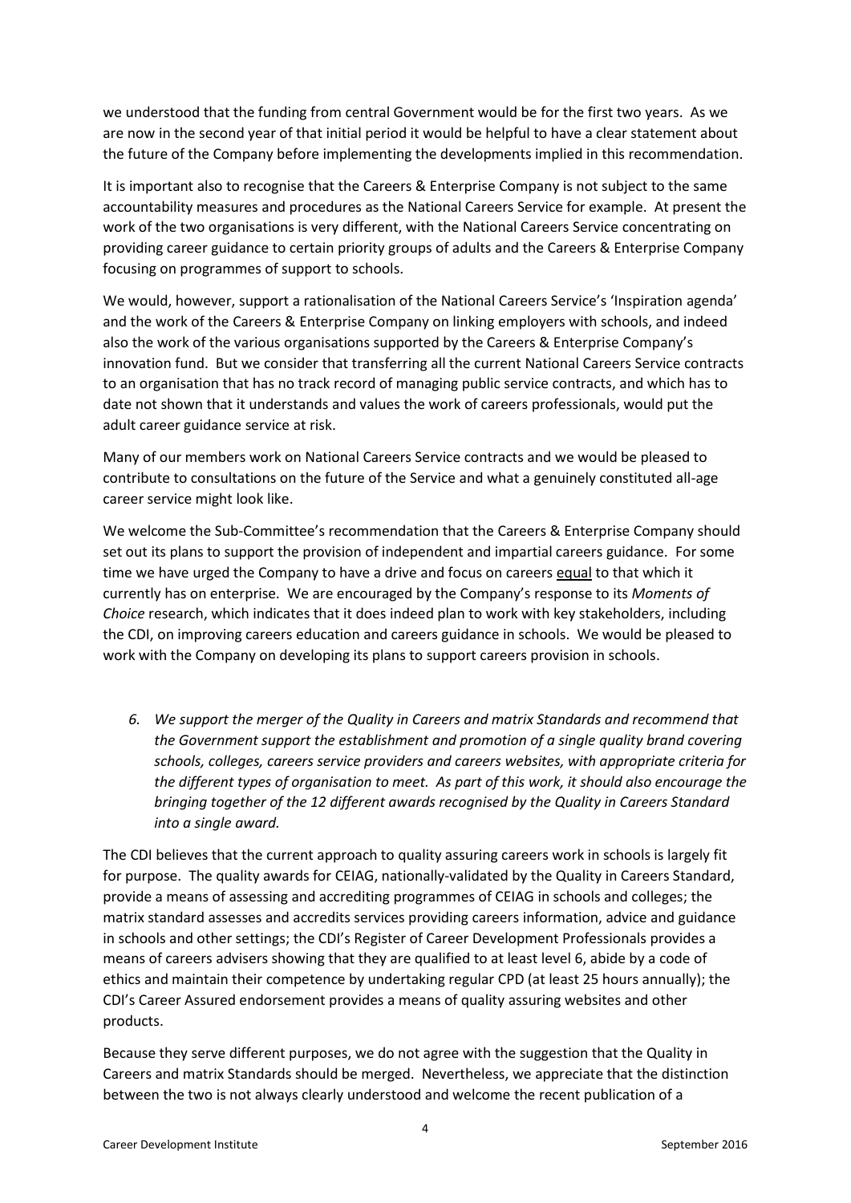we understood that the funding from central Government would be for the first two years. As we are now in the second year of that initial period it would be helpful to have a clear statement about the future of the Company before implementing the developments implied in this recommendation.

It is important also to recognise that the Careers & Enterprise Company is not subject to the same accountability measures and procedures as the National Careers Service for example. At present the work of the two organisations is very different, with the National Careers Service concentrating on providing career guidance to certain priority groups of adults and the Careers & Enterprise Company focusing on programmes of support to schools.

We would, however, support a rationalisation of the National Careers Service's 'Inspiration agenda' and the work of the Careers & Enterprise Company on linking employers with schools, and indeed also the work of the various organisations supported by the Careers & Enterprise Company's innovation fund. But we consider that transferring all the current National Careers Service contracts to an organisation that has no track record of managing public service contracts, and which has to date not shown that it understands and values the work of careers professionals, would put the adult career guidance service at risk.

Many of our members work on National Careers Service contracts and we would be pleased to contribute to consultations on the future of the Service and what a genuinely constituted all-age career service might look like.

We welcome the Sub-Committee's recommendation that the Careers & Enterprise Company should set out its plans to support the provision of independent and impartial careers guidance. For some time we have urged the Company to have a drive and focus on careers <u>equal</u> to that which it currently has on enterprise. We are encouraged by the Company's response to its *Moments of Choice* research, which indicates that it does indeed plan to work with key stakeholders, including the CDI, on improving careers education and careers guidance in schools. We would be pleased to work with the Company on developing its plans to support careers provision in schools.

6. *We support the merger of the Quality in Careers and matrix Standards and recommend that the Government support the establishment and promotion of a single quality brand covering schools, colleges, careers service providers and careers websites, with appropriate criteria for the different types of organisation to meet. As part of this work, it should also encourage the bringing together of the 12 different awards recognised by the Quality in Careers Standard into a single award.*

The CDI believes that the current approach to quality assuring careers work in schools is largely fit for purpose. The quality awards for CEIAG, nationally-validated by the Quality in Careers Standard, provide a means of assessing and accrediting programmes of CEIAG in schools and colleges; the matrix standard assesses and accredits services providing careers information, advice and guidance in schools and other settings; the CDI's Register of Career Development Professionals provides a means of careers advisers showing that they are qualified to at least level 6, abide by a code of ethics and maintain their competence by undertaking regular CPD (at least 25 hours annually); the CDI's Career Assured endorsement provides a means of quality assuring websites and other products.

Because they serve different purposes, we do not agree with the suggestion that the Quality in Careers and matrix Standards should be merged. Nevertheless, we appreciate that the distinction between the two is not always clearly understood and welcome the recent publication of a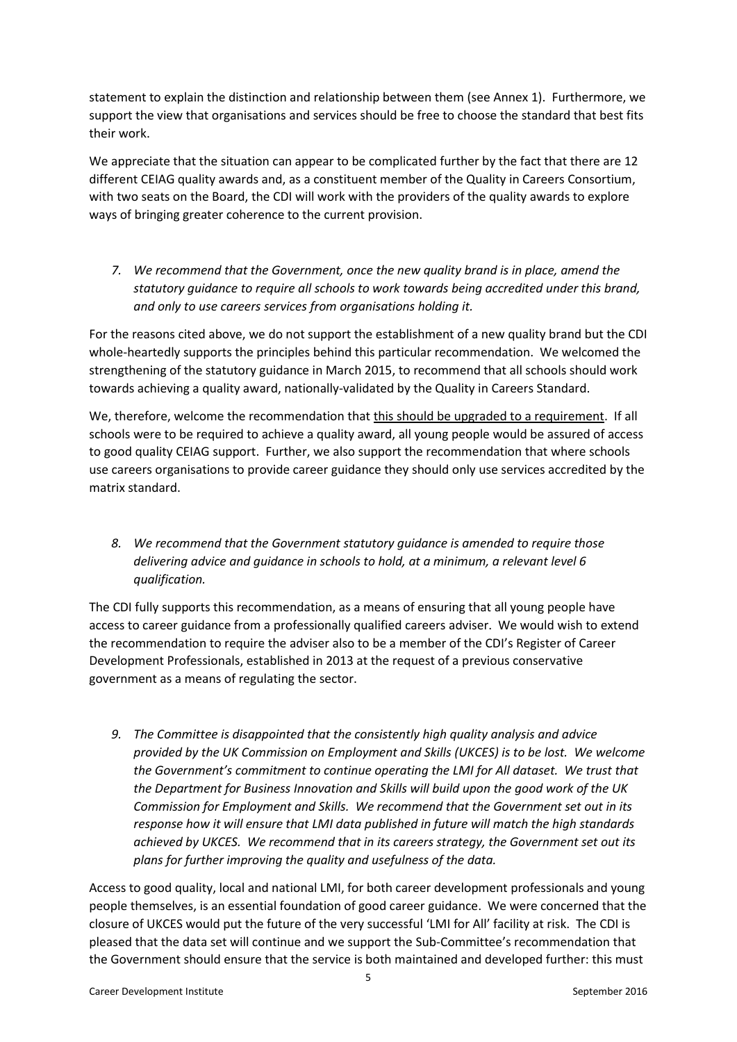statement to explain the distinction and relationship between them (see Annex 1). Furthermore, we support the view that organisations and services should be free to choose the standard that best fits their work.

We appreciate that the situation can appear to be complicated further by the fact that there are 12 different CEIAG quality awards and, as a constituent member of the Quality in Careers Consortium, with two seats on the Board, the CDI will work with the providers of the quality awards to explore ways of bringing greater coherence to the current provision.

7. *We recommend that the Government, once the new quality brand is in place, amend the statutory guidance to require all schools to work towards being accredited under this brand, and only to use careers services from organisations holding it.*

For the reasons cited above, we do not support the establishment of a new quality brand but the CDI whole-heartedly supports the principles behind this particular recommendation. We welcomed the strengthening of the statutory guidance in March 2015, to recommend that all schools should work towards achieving a quality award, nationally-validated by the Quality in Careers Standard.

We, therefore, welcome the recommendation that <u>this should be upgraded to a requirement</u>. If all schools were to be required to achieve a quality award, all young people would be assured of access to good quality CEIAG support. Further, we also support the recommendation that where schools use careers organisations to provide career guidance they should only use services accredited by the matrix standard.

8. *We recommend that the Government statutory guidance is amended to require those delivering advice and guidance in schools to hold, at a minimum, a relevant level 6 qualification.*

The CDI fully supports this recommendation, as a means of ensuring that all young people have access to career guidance from a professionally qualified careers adviser. We would wish to extend the recommendation to require the adviser also to be a member of the CDI's Register of Career Development Professionals, established in 2013 at the request of a previous conservative government as a means of regulating the sector.

9. *The Committee is disappointed that the consistently high quality analysis and advice provided by the UK Commission on Employment and Skills (UKCES) is to be lost. We welcome the Government's commitment to continue operating the LMI for All dataset. We trust that the Department for Business Innovation and Skills will build upon the good work of the UK Commission for Employment and Skills. We recommend that the Government set out in its response how it will ensure that LMI data published in future will match the high standards achieved by UKCES. We recommend that in its careers strategy, the Government set out its plans for further improving the quality and usefulness of the data.*

Access to good quality, local and national LMI, for both career development professionals and young people themselves, is an essential foundation of good career guidance. We were concerned that the closure of UKCES would put the future of the very successful 'LMI for All' facility at risk. The CDI is pleased that the data set will continue and we support the Sub-Committee's recommendation that the Government should ensure that the service is both maintained and developed further: this must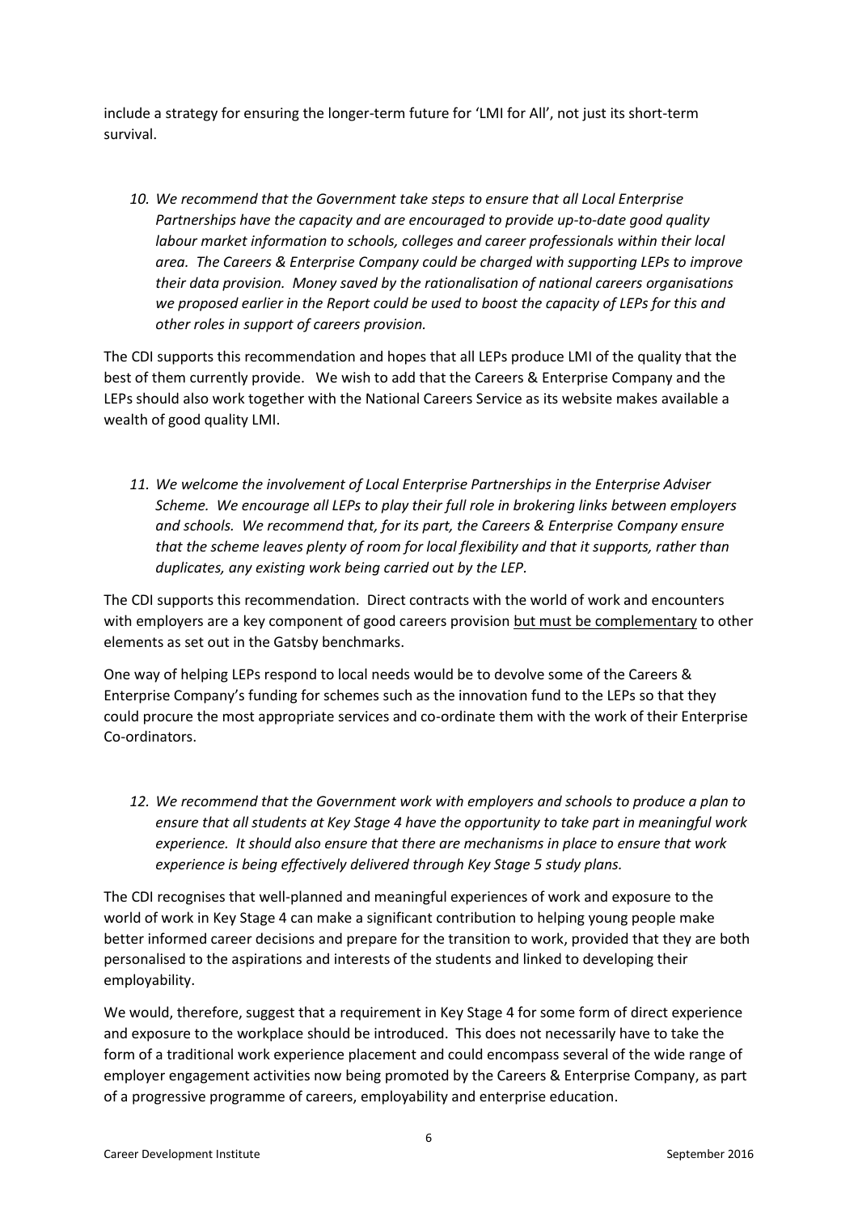include a strategy for ensuring the longer-term future for 'LMI for All', not just its short-term survival.

*10. We recommend that the Government take steps to ensure that all Local Enterprise Partnerships have the capacity and are encouraged to provide up-to-date good quality labour market information to schools, colleges and career professionals within their local area. The Careers & Enterprise Company could be charged with supporting LEPs to improve their data provision. Money saved by the rationalisation of national careers organisations we proposed earlier in the Report could be used to boost the capacity of LEPs for this and other roles in support of careers provision.*

The CDI supports this recommendation and hopes that all LEPs produce LMI of the quality that the best of them currently provide. We wish to add that the Careers & Enterprise Company and the LEPs should also work together with the National Careers Service as its website makes available a wealth of good quality LMI.

*11. We welcome the involvement of Local Enterprise Partnerships in the Enterprise Adviser Scheme. We encourage all LEPs to play their full role in brokering links between employers and schools. We recommend that, for its part, the Careers & Enterprise Company ensure that the scheme leaves plenty of room for local flexibility and that it supports, rather than duplicates, any existing work being carried out by the LEP.*

The CDI supports this recommendation. Direct contracts with the world of work and encounters with employers are a key component of good careers provision <u>but must be complementary</u> to other elements as set out in the Gatsby benchmarks.

One way of helping LEPs respond to local needs would be to devolve some of the Careers & Enterprise Company's funding for schemes such as the innovation fund to the LEPs so that they could procure the most appropriate services and co-ordinate them with the work of their Enterprise Co-ordinators.

*12. We recommend that the Government work with employers and schools to produce a plan to ensure that all students at Key Stage 4 have the opportunity to take part in meaningful work experience. It should also ensure that there are mechanisms in place to ensure that work experience is being effectively delivered through Key Stage 5 study plans.*

The CDI recognises that well-planned and meaningful experiences of work and exposure to the world of work in Key Stage 4 can make a significant contribution to helping young people make better informed career decisions and prepare for the transition to work, provided that they are both personalised to the aspirations and interests of the students and linked to developing their employability.

We would, therefore, suggest that a requirement in Key Stage 4 for some form of direct experience and exposure to the workplace should be introduced. This does not necessarily have to take the form of a traditional work experience placement and could encompass several of the wide range of employer engagement activities now being promoted by the Careers & Enterprise Company, as part of a progressive programme of careers, employability and enterprise education.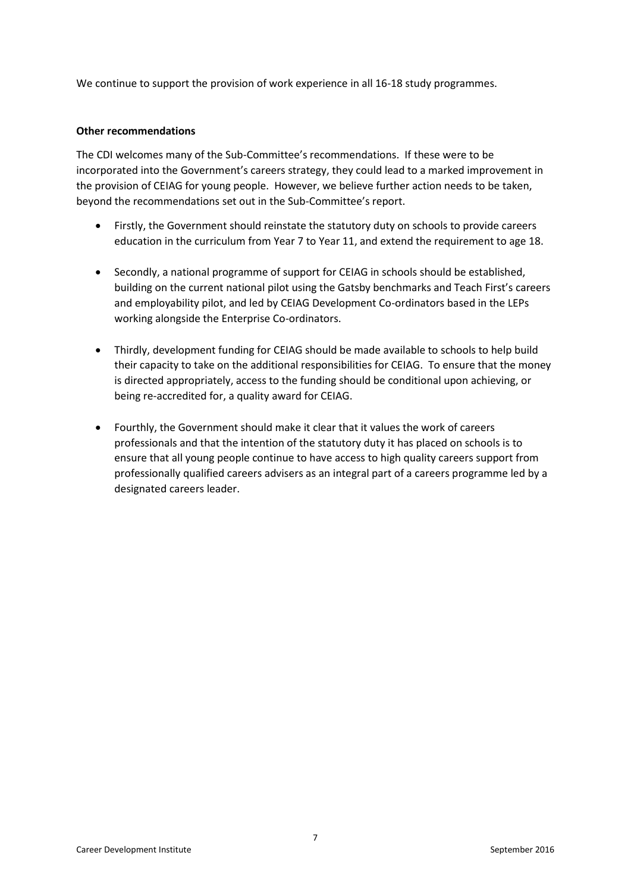We continue to support the provision of work experience in all 16-18 study programmes.

**Other recommendations**

The CDI welcomes many of the Sub-Committee's recommendations. If these were to be incorporated into the Government's careers strategy, they could lead to a marked improvement in the provision of CEIAG for young people. However, we believe further action needs to be taken, beyond the recommendations set out in the Sub-Committee's report.

- Firstly, the Government should reinstate the statutory duty on schools to provide careers education in the curriculum from Year 7 to Year 11, and extend the requirement to age 18.

- Secondly, a national programme of support for CEIAG in schools should be established, building on the current national pilot using the Gatsby benchmarks and Teach First's careers and employability pilot, and led by CEIAG Development Co-ordinators based in the LEPs working alongside the Enterprise Co-ordinators.

- Thirdly, development funding for CEIAG should be made available to schools to help build their capacity to take on the additional responsibilities for CEIAG. To ensure that the money is directed appropriately, access to the funding should be conditional upon achieving, or being re-accredited for, a quality award for CEIAG.

- Fourthly, the Government should make it clear that it values the work of careers professionals and that the intention of the statutory duty it has placed on schools is to ensure that all young people continue to have access to high quality careers support from professionally qualified careers advisers as an integral part of a careers programme led by a designated careers leader.